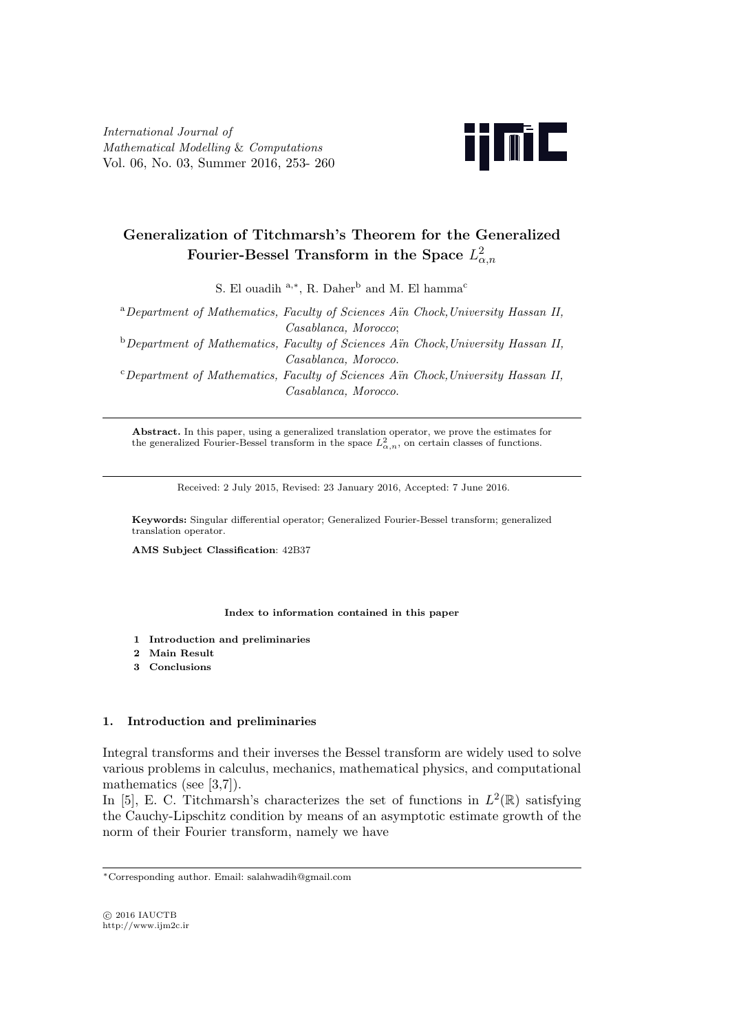# Generalization of Titchmarsh's Theorem for the Generalized Fourier-Bessel Transform in the Space $L^2_{\alpha,n}$

S. El ouadih [a,*], R. Daher[b] and M. El hamma[c]

[a] *Department of Mathematics, Faculty of Sciences Aïn Chock, University Hassan II, Casablanca, Morocco*;

[b] *Department of Mathematics, Faculty of Sciences Aïn Chock, University Hassan II, Casablanca, Morocco.*

[c] *Department of Mathematics, Faculty of Sciences Aïn Chock, University Hassan II, Casablanca, Morocco.*

---

**Abstract.** In this paper, using a generalized translation operator, we prove the estimates for the generalized Fourier-Bessel transform in the space $L^2_{\alpha,n}$, on certain classes of functions.

---

Received: 2 July 2015, Revised: 23 January 2016, Accepted: 7 June 2016.

**Keywords:** Singular differential operator; Generalized Fourier-Bessel transform; generalized translation operator.

**AMS Subject Classification**: 42B37

**Index to information contained in this paper**

1. **Introduction and preliminaries**
2. **Main Result**
3. **Conclusions**

## 1. Introduction and preliminaries

Integral transforms and their inverses the Bessel transform are widely used to solve various problems in calculus, mechanics, mathematical physics, and computational mathematics (see [3,7]).

In [5], E. C. Titchmarsh's characterizes the set of functions in $L^2(\mathbb{R})$ satisfying the Cauchy-Lipschitz condition by means of an asymptotic estimate growth of the norm of their Fourier transform, namely we have

---

*Corresponding author. Email: salahwadih@gmail.com

© 2016 IAUCTB
http://www.ijm2c.ir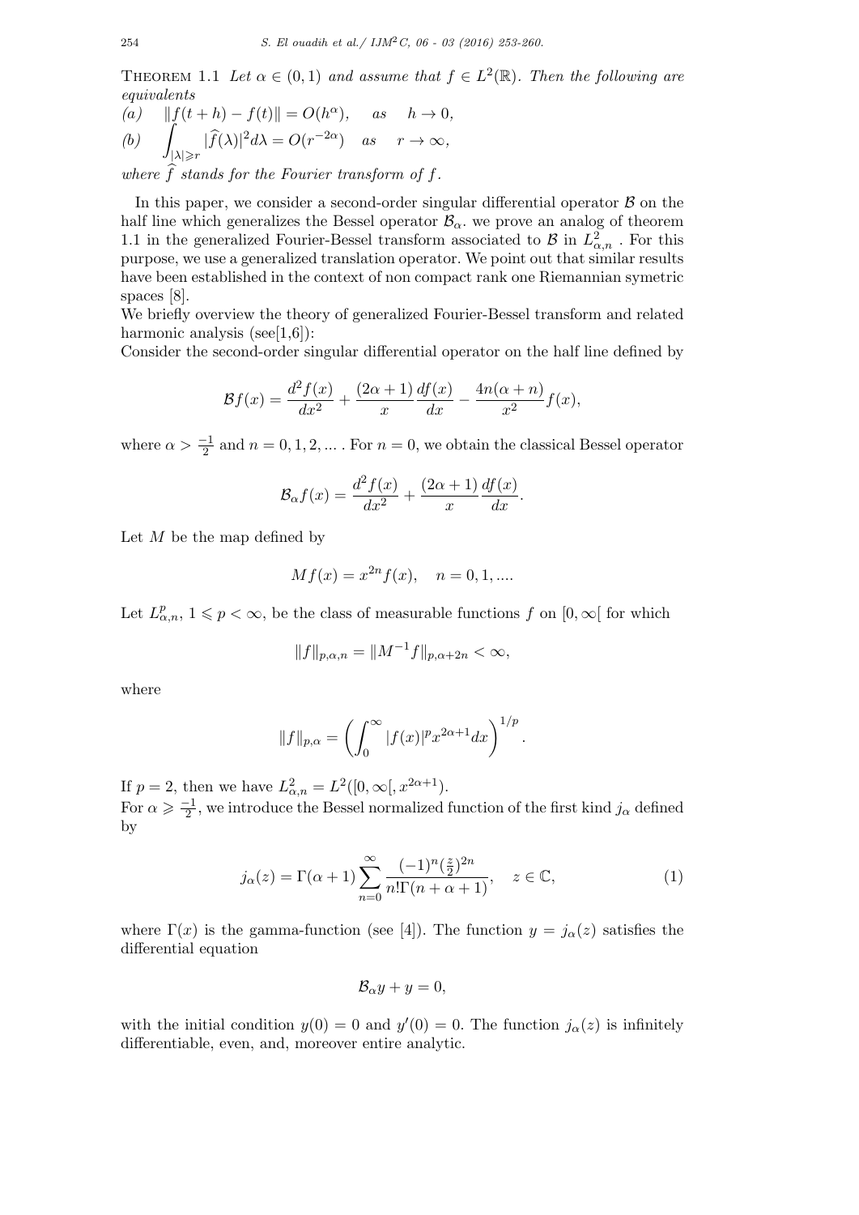THEOREM 1.1 *Let $\alpha \in (0,1)$ and assume that $f \in L^2(\mathbb{R})$. Then the following are equivalents*

*(a)* $\|f(t+h) - f(t)\| = O(h^\alpha), \quad as \quad h \to 0,$

*(b)* $\displaystyle\int_{|\lambda| \geqslant r} |\widehat{f}(\lambda)|^2 d\lambda = O(r^{-2\alpha}) \quad as \quad r \to \infty,$

*where $\widehat{f}$ stands for the Fourier transform of $f$.*

In this paper, we consider a second-order singular differential operator $\mathcal{B}$ on the half line which generalizes the Bessel operator $\mathcal{B}_\alpha$. we prove an analog of theorem 1.1 in the generalized Fourier-Bessel transform associated to $\mathcal{B}$ in $L^2_{\alpha,n}$ . For this purpose, we use a generalized translation operator. We point out that similar results have been established in the context of non compact rank one Riemannian symetric spaces [8].

We briefly overview the theory of generalized Fourier-Bessel transform and related harmonic analysis (see[1,6]):

Consider the second-order singular differential operator on the half line defined by

$$\mathcal{B}f(x) = \frac{d^2 f(x)}{dx^2} + \frac{(2\alpha+1)}{x}\frac{df(x)}{dx} - \frac{4n(\alpha+n)}{x^2} f(x),$$

where $\alpha > \frac{-1}{2}$ and $n = 0, 1, 2, \ldots$ . For $n = 0$, we obtain the classical Bessel operator

$$\mathcal{B}_\alpha f(x) = \frac{d^2 f(x)}{dx^2} + \frac{(2\alpha+1)}{x}\frac{df(x)}{dx}.$$

Let $M$ be the map defined by

$$Mf(x) = x^{2n} f(x), \quad n = 0, 1, \ldots.$$

Let $L^p_{\alpha,n}$, $1 \leqslant p < \infty$, be the class of measurable functions $f$ on $[0, \infty[$ for which

$$\|f\|_{p,\alpha,n} = \|M^{-1}f\|_{p,\alpha+2n} < \infty,$$

where

$$\|f\|_{p,\alpha} = \left( \int_0^\infty |f(x)|^p x^{2\alpha+1} dx \right)^{1/p}.$$

If $p = 2$, then we have $L^2_{\alpha,n} = L^2([0,\infty[, x^{2\alpha+1})$.

For $\alpha \geqslant \frac{-1}{2}$, we introduce the Bessel normalized function of the first kind $j_\alpha$ defined by

$$j_\alpha(z) = \Gamma(\alpha+1) \sum_{n=0}^{\infty} \frac{(-1)^n (\frac{z}{2})^{2n}}{n!\Gamma(n+\alpha+1)}, \quad z \in \mathbb{C}, \tag{1}$$

where $\Gamma(x)$ is the gamma-function (see [4]). The function $y = j_\alpha(z)$ satisfies the differential equation

$$\mathcal{B}_\alpha y + y = 0,$$

with the initial condition $y(0) = 0$ and $y'(0) = 0$. The function $j_\alpha(z)$ is infinitely differentiable, even, and, moreover entire analytic.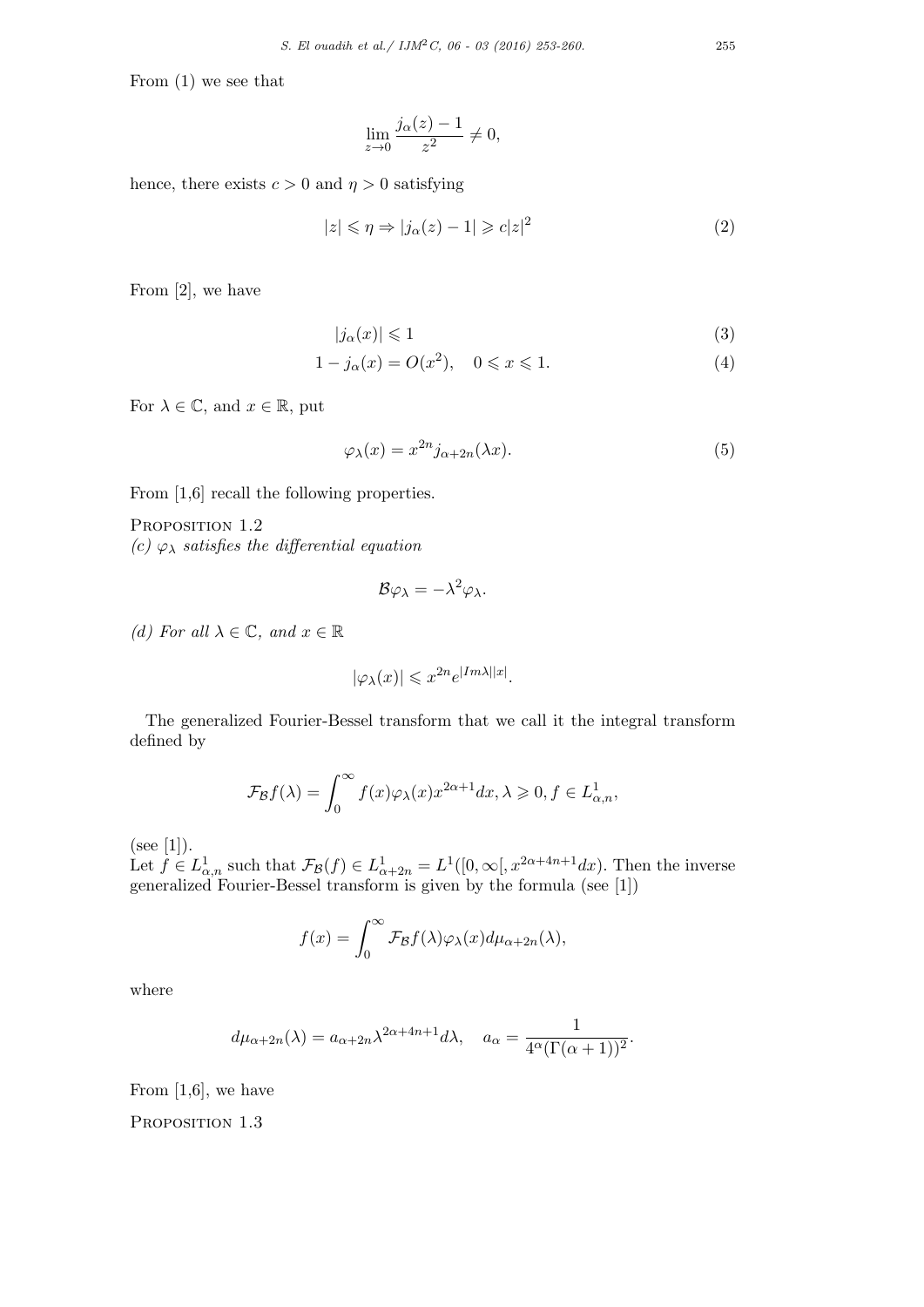From (1) we see that

$$\lim_{z\to 0} \frac{j_\alpha(z)-1}{z^2} \neq 0,$$

hence, there exists $c > 0$ and $\eta > 0$ satisfying

$$|z| \leqslant \eta \Rightarrow |j_\alpha(z) - 1| \geqslant c|z|^2 \tag{2}$$

From [2], we have

$$|j_\alpha(x)| \leqslant 1 \tag{3}$$

$$1 - j_\alpha(x) = O(x^2), \quad 0 \leqslant x \leqslant 1. \tag{4}$$

For $\lambda \in \mathbb{C}$, and $x \in \mathbb{R}$, put

$$\varphi_\lambda(x) = x^{2n} j_{\alpha+2n}(\lambda x). \tag{5}$$

From [1,6] recall the following properties.

Proposition 1.2
*(c) $\varphi_\lambda$ satisfies the differential equation*

$$\mathcal{B}\varphi_\lambda = -\lambda^2 \varphi_\lambda.$$

*(d) For all $\lambda \in \mathbb{C}$, and $x \in \mathbb{R}$*

$$|\varphi_\lambda(x)| \leqslant x^{2n} e^{|Im\lambda||x|}.$$

The generalized Fourier-Bessel transform that we call it the integral transform defined by

$$\mathcal{F}_\mathcal{B} f(\lambda) = \int_0^\infty f(x)\varphi_\lambda(x) x^{2\alpha+1} dx, \lambda \geqslant 0, f \in L^1_{\alpha,n},$$

(see [1]).
Let $f \in L^1_{\alpha,n}$ such that $\mathcal{F}_\mathcal{B}(f) \in L^1_{\alpha+2n} = L^1([0,\infty[, x^{2\alpha+4n+1}dx)$. Then the inverse generalized Fourier-Bessel transform is given by the formula (see [1])

$$f(x) = \int_0^\infty \mathcal{F}_\mathcal{B} f(\lambda)\varphi_\lambda(x) d\mu_{\alpha+2n}(\lambda),$$

where

$$d\mu_{\alpha+2n}(\lambda) = a_{\alpha+2n}\lambda^{2\alpha+4n+1}d\lambda, \quad a_\alpha = \frac{1}{4^\alpha(\Gamma(\alpha+1))^2}.$$

From [1,6], we have

Proposition 1.3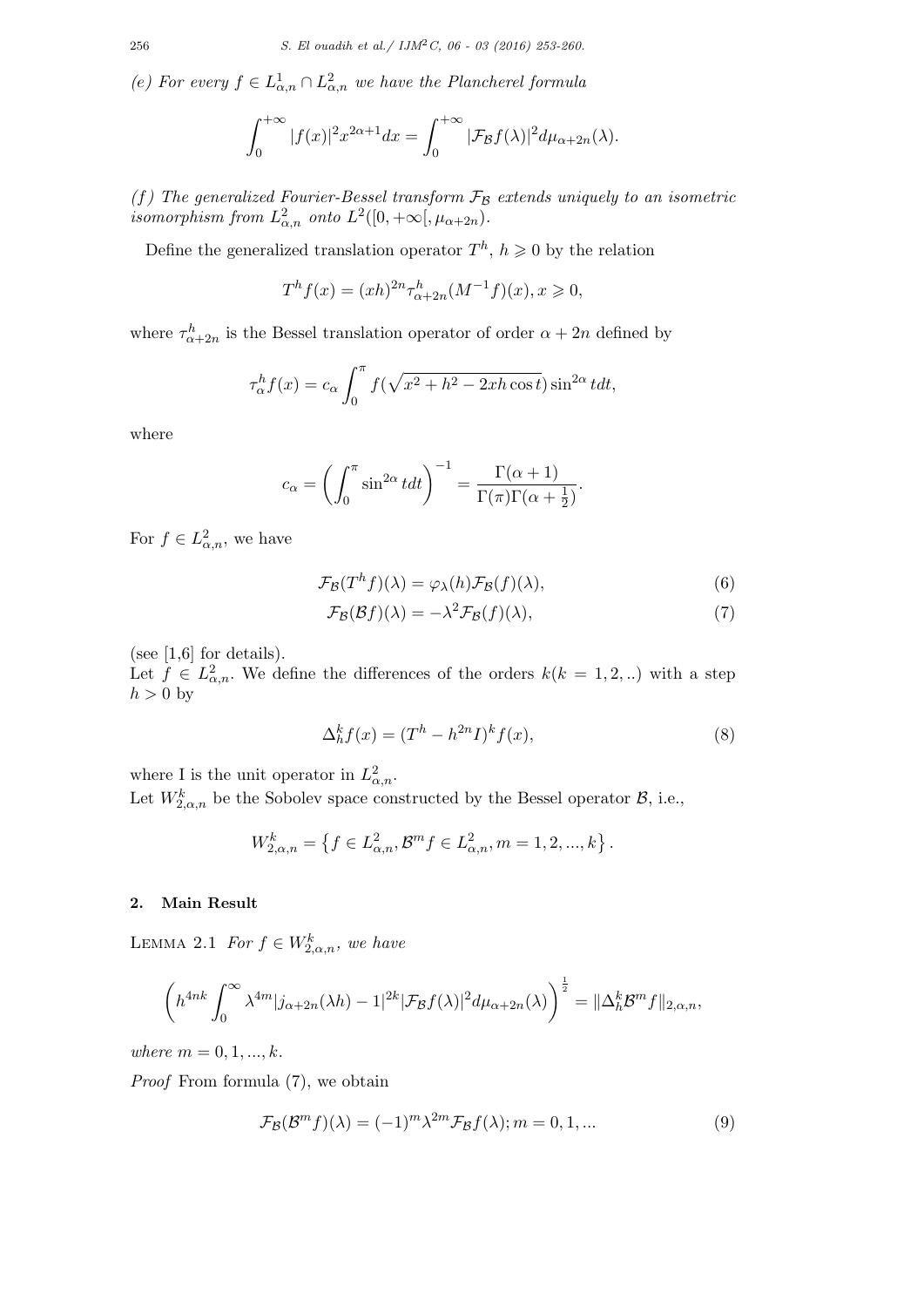*(e) For every $f \in L^1_{\alpha,n} \cap L^2_{\alpha,n}$ we have the Plancherel formula*

$$\int_0^{+\infty} |f(x)|^2 x^{2\alpha+1} dx = \int_0^{+\infty} |\mathcal{F}_{\mathcal{B}} f(\lambda)|^2 d\mu_{\alpha+2n}(\lambda).$$

*(f) The generalized Fourier-Bessel transform $\mathcal{F}_{\mathcal{B}}$ extends uniquely to an isometric isomorphism from $L^2_{\alpha,n}$ onto $L^2([0,+\infty[,\mu_{\alpha+2n})$.*

Define the generalized translation operator $T^h$, $h \geqslant 0$ by the relation

$$T^h f(x) = (xh)^{2n} \tau^h_{\alpha+2n}(M^{-1}f)(x), x \geqslant 0,$$

where $\tau^h_{\alpha+2n}$ is the Bessel translation operator of order $\alpha + 2n$ defined by

$$\tau^h_\alpha f(x) = c_\alpha \int_0^\pi f(\sqrt{x^2 + h^2 - 2xh\cos t}) \sin^{2\alpha} t dt,$$

where

$$c_\alpha = \left( \int_0^\pi \sin^{2\alpha} t dt \right)^{-1} = \frac{\Gamma(\alpha+1)}{\Gamma(\pi)\Gamma(\alpha+\frac{1}{2})}.$$

For $f \in L^2_{\alpha,n}$, we have

$$\mathcal{F}_{\mathcal{B}}(T^h f)(\lambda) = \varphi_\lambda(h)\mathcal{F}_{\mathcal{B}}(f)(\lambda), \tag{6}$$

$$\mathcal{F}_{\mathcal{B}}(\mathcal{B}f)(\lambda) = -\lambda^2 \mathcal{F}_{\mathcal{B}}(f)(\lambda), \tag{7}$$

(see [1,6] for details).

Let $f \in L^2_{\alpha,n}$. We define the differences of the orders $k (k = 1, 2, ..)$ with a step $h > 0$ by

$$\Delta^k_h f(x) = (T^h - h^{2n} I)^k f(x), \tag{8}$$

where I is the unit operator in $L^2_{\alpha,n}$.

Let $W^k_{2,\alpha,n}$ be the Sobolev space constructed by the Bessel operator $\mathcal{B}$, i.e.,

$$W^k_{2,\alpha,n} = \left\{ f \in L^2_{\alpha,n}, \mathcal{B}^m f \in L^2_{\alpha,n}, m = 1, 2, ..., k \right\}.$$

## 2. Main Result

LEMMA 2.1 *For $f \in W^k_{2,\alpha,n}$, we have*

$$\left( h^{4nk} \int_0^\infty \lambda^{4m} |j_{\alpha+2n}(\lambda h) - 1|^{2k} |\mathcal{F}_{\mathcal{B}} f(\lambda)|^2 d\mu_{\alpha+2n}(\lambda) \right)^{\frac{1}{2}} = \|\Delta^k_h \mathcal{B}^m f\|_{2,\alpha,n},$$

*where $m = 0, 1, ..., k$.*

*Proof* From formula (7), we obtain

$$\mathcal{F}_{\mathcal{B}}(\mathcal{B}^m f)(\lambda) = (-1)^m \lambda^{2m} \mathcal{F}_{\mathcal{B}} f(\lambda); m = 0, 1, ... \tag{9}$$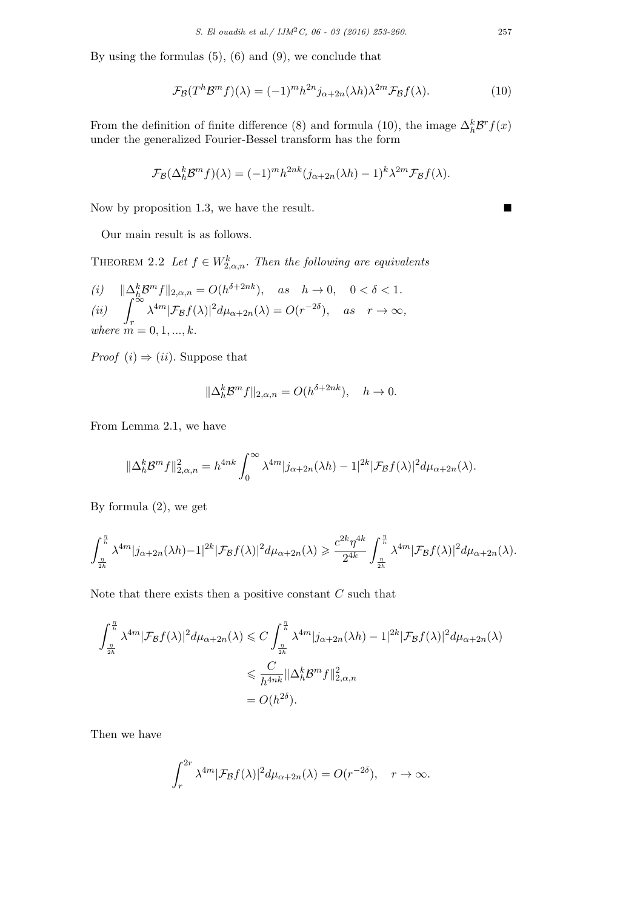By using the formulas (5), (6) and (9), we conclude that

$$\mathcal{F}_{\mathcal{B}}(T^h\mathcal{B}^m f)(\lambda) = (-1)^m h^{2n} j_{\alpha+2n}(\lambda h)\lambda^{2m}\mathcal{F}_{\mathcal{B}}f(\lambda). \tag{10}$$

From the definition of finite difference (8) and formula (10), the image $\Delta_h^k \mathcal{B}^r f(x)$ under the generalized Fourier-Bessel transform has the form

$$\mathcal{F}_{\mathcal{B}}(\Delta_h^k\mathcal{B}^m f)(\lambda) = (-1)^m h^{2nk}(j_{\alpha+2n}(\lambda h) - 1)^k\lambda^{2m}\mathcal{F}_{\mathcal{B}}f(\lambda).$$

Now by proposition 1.3, we have the result. ■

Our main result is as follows.

**Theorem 2.2** *Let $f \in W^k_{2,\alpha,n}$. Then the following are equivalents*

*(i)* $\quad \|\Delta_h^k\mathcal{B}^m f\|_{2,\alpha,n} = O(h^{\delta+2nk}), \quad as \quad h \to 0, \quad 0 < \delta < 1.$

*(ii)* $\quad \displaystyle\int_r^{\infty} \lambda^{4m}|\mathcal{F}_{\mathcal{B}}f(\lambda)|^2 d\mu_{\alpha+2n}(\lambda) = O(r^{-2\delta}), \quad as \quad r \to \infty,$

*where* $m = 0, 1, ..., k$.

*Proof* (i) $\Rightarrow$ (ii). Suppose that

$$\|\Delta_h^k\mathcal{B}^m f\|_{2,\alpha,n} = O(h^{\delta+2nk}), \quad h \to 0.$$

From Lemma 2.1, we have

$$\|\Delta_h^k\mathcal{B}^m f\|^2_{2,\alpha,n} = h^{4nk}\int_0^{\infty} \lambda^{4m}|j_{\alpha+2n}(\lambda h) - 1|^{2k}|\mathcal{F}_{\mathcal{B}}f(\lambda)|^2 d\mu_{\alpha+2n}(\lambda).$$

By formula (2), we get

$$\int_{\frac{\eta}{2h}}^{\frac{\eta}{h}} \lambda^{4m}|j_{\alpha+2n}(\lambda h)-1|^{2k}|\mathcal{F}_{\mathcal{B}}f(\lambda)|^2 d\mu_{\alpha+2n}(\lambda) \geqslant \frac{c^{2k}\eta^{4k}}{2^{4k}}\int_{\frac{\eta}{2h}}^{\frac{\eta}{h}} \lambda^{4m}|\mathcal{F}_{\mathcal{B}}f(\lambda)|^2 d\mu_{\alpha+2n}(\lambda).$$

Note that there exists then a positive constant $C$ such that

$$\begin{aligned}
\int_{\frac{\eta}{2h}}^{\frac{\eta}{h}} \lambda^{4m}|\mathcal{F}_{\mathcal{B}}f(\lambda)|^2 d\mu_{\alpha+2n}(\lambda) &\leqslant C\int_{\frac{\eta}{2h}}^{\frac{\eta}{h}} \lambda^{4m}|j_{\alpha+2n}(\lambda h) - 1|^{2k}|\mathcal{F}_{\mathcal{B}}f(\lambda)|^2 d\mu_{\alpha+2n}(\lambda) \\
&\leqslant \frac{C}{h^{4nk}}\|\Delta_h^k\mathcal{B}^m f\|^2_{2,\alpha,n} \\
&= O(h^{2\delta}).
\end{aligned}$$

Then we have

$$\int_r^{2r} \lambda^{4m}|\mathcal{F}_{\mathcal{B}}f(\lambda)|^2 d\mu_{\alpha+2n}(\lambda) = O(r^{-2\delta}), \quad r \to \infty.$$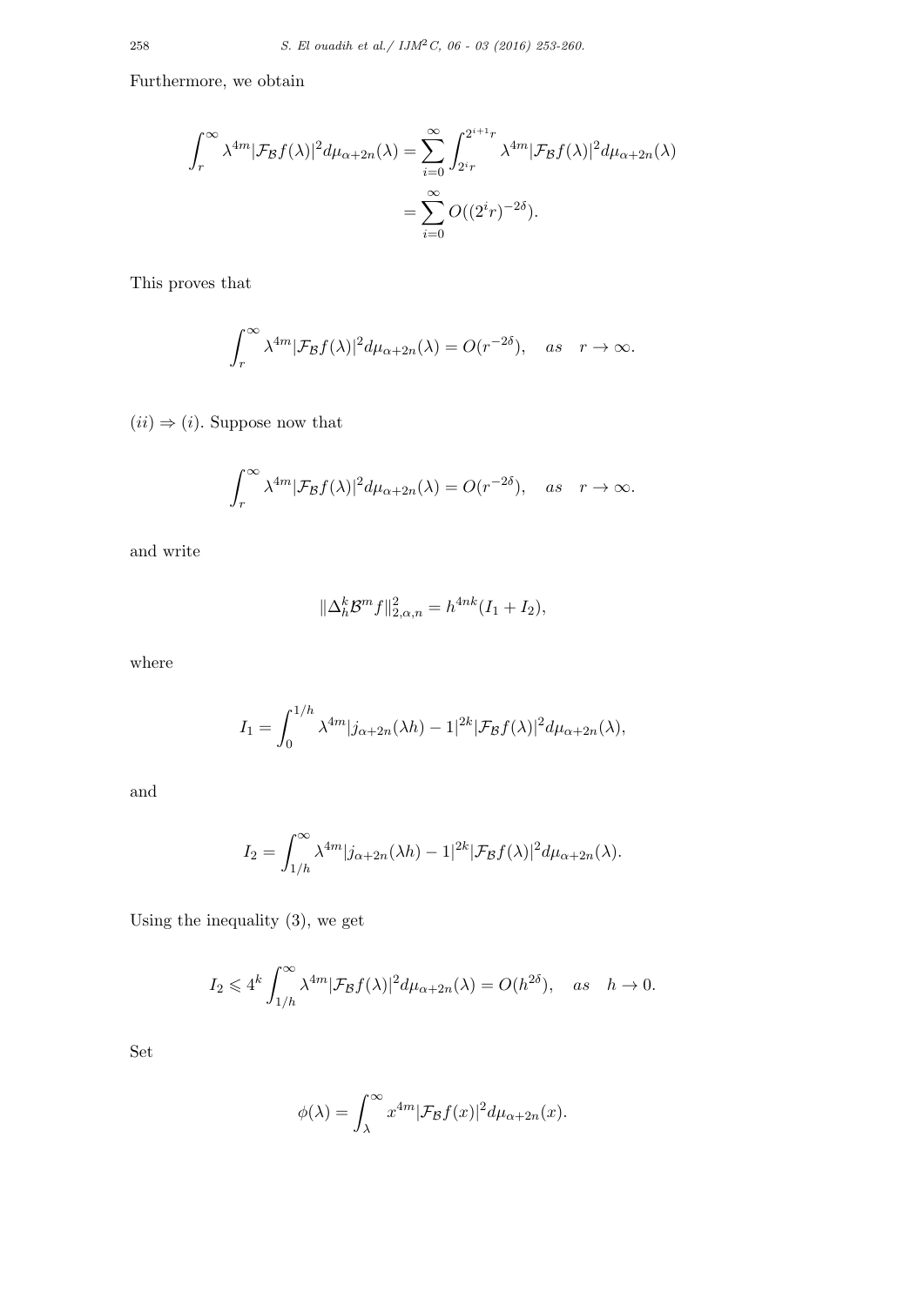Furthermore, we obtain

$$\int_r^\infty \lambda^{4m}|\mathcal{F}_\mathcal{B}f(\lambda)|^2 d\mu_{\alpha+2n}(\lambda) = \sum_{i=0}^\infty \int_{2^i r}^{2^{i+1}r} \lambda^{4m}|\mathcal{F}_\mathcal{B}f(\lambda)|^2 d\mu_{\alpha+2n}(\lambda)$$
$$= \sum_{i=0}^\infty O((2^i r)^{-2\delta}).$$

This proves that

$$\int_r^\infty \lambda^{4m}|\mathcal{F}_\mathcal{B}f(\lambda)|^2 d\mu_{\alpha+2n}(\lambda) = O(r^{-2\delta}), \quad as \quad r \to \infty.$$

$(ii) \Rightarrow (i)$. Suppose now that

$$\int_r^\infty \lambda^{4m}|\mathcal{F}_\mathcal{B}f(\lambda)|^2 d\mu_{\alpha+2n}(\lambda) = O(r^{-2\delta}), \quad as \quad r \to \infty.$$

and write

$$\|\Delta_h^k \mathcal{B}^m f\|_{2,\alpha,n}^2 = h^{4nk}(I_1 + I_2),$$

where

$$I_1 = \int_0^{1/h} \lambda^{4m}|j_{\alpha+2n}(\lambda h) - 1|^{2k}|\mathcal{F}_\mathcal{B}f(\lambda)|^2 d\mu_{\alpha+2n}(\lambda),$$

and

$$I_2 = \int_{1/h}^\infty \lambda^{4m}|j_{\alpha+2n}(\lambda h) - 1|^{2k}|\mathcal{F}_\mathcal{B}f(\lambda)|^2 d\mu_{\alpha+2n}(\lambda).$$

Using the inequality (3), we get

$$I_2 \leqslant 4^k \int_{1/h}^\infty \lambda^{4m}|\mathcal{F}_\mathcal{B}f(\lambda)|^2 d\mu_{\alpha+2n}(\lambda) = O(h^{2\delta}), \quad as \quad h \to 0.$$

Set

$$\phi(\lambda) = \int_\lambda^\infty x^{4m}|\mathcal{F}_\mathcal{B}f(x)|^2 d\mu_{\alpha+2n}(x).$$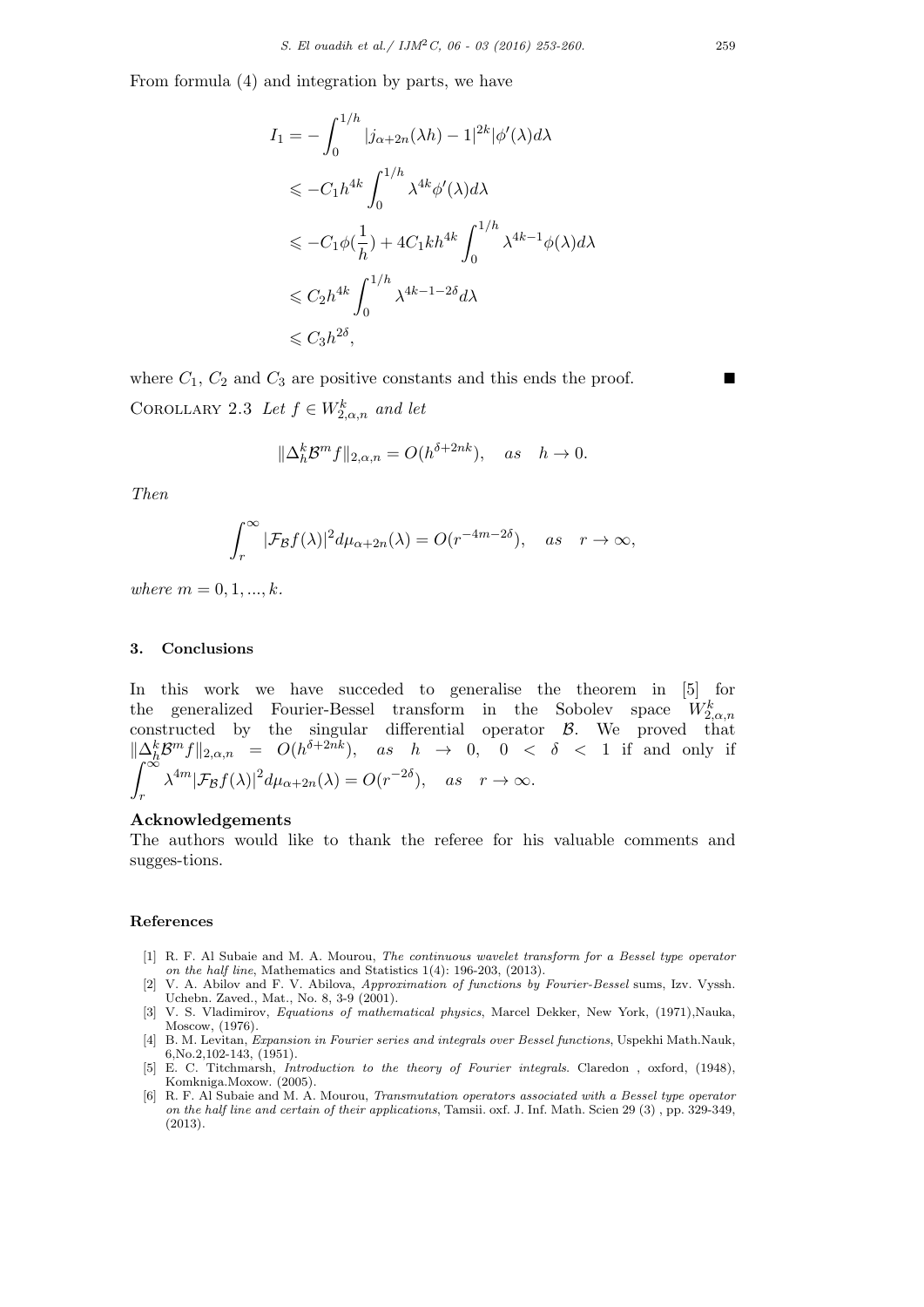From formula (4) and integration by parts, we have

$$
\begin{aligned}
I_1 &= -\int_0^{1/h} |j_{\alpha+2n}(\lambda h) - 1|^{2k} |\phi'(\lambda) d\lambda \\
&\leqslant -C_1 h^{4k} \int_0^{1/h} \lambda^{4k} \phi'(\lambda) d\lambda \\
&\leqslant -C_1 \phi(\frac{1}{h}) + 4C_1 k h^{4k} \int_0^{1/h} \lambda^{4k-1} \phi(\lambda) d\lambda \\
&\leqslant C_2 h^{4k} \int_0^{1/h} \lambda^{4k-1-2\delta} d\lambda \\
&\leqslant C_3 h^{2\delta},
\end{aligned}
$$

where $C_1$, $C_2$ and $C_3$ are positive constants and this ends the proof. ■

Corollary 2.3 *Let $f \in W^k_{2,\alpha,n}$ and let*

$$\|\Delta^k_h \mathcal{B}^m f\|_{2,\alpha,n} = O(h^{\delta+2nk}), \quad as \quad h \to 0.$$

*Then*

$$\int_r^{\infty} |\mathcal{F}_{\mathcal{B}} f(\lambda)|^2 d\mu_{\alpha+2n}(\lambda) = O(r^{-4m-2\delta}), \quad as \quad r \to \infty,$$

*where $m = 0, 1, ..., k$.*

## 3. Conclusions

In this work we have succeded to generalise the theorem in [5] for the generalized Fourier-Bessel transform in the Sobolev space $W^k_{2,\alpha,n}$ constructed by the singular differential operator $\mathcal{B}$. We proved that $\|\Delta^k_h \mathcal{B}^m f\|_{2,\alpha,n} = O(h^{\delta+2nk}), \quad as \quad h \to 0, \quad 0 < \delta < 1$ if and only if $\int_r^{\infty} \lambda^{4m} |\mathcal{F}_{\mathcal{B}} f(\lambda)|^2 d\mu_{\alpha+2n}(\lambda) = O(r^{-2\delta}), \quad as \quad r \to \infty.$

### Acknowledgements

The authors would like to thank the referee for his valuable comments and sugges-tions.

### References

[1] R. F. Al Subaie and M. A. Mourou, *The continuous wavelet transform for a Bessel type operator on the half line*, Mathematics and Statistics 1(4): 196-203, (2013).

[2] V. A. Abilov and F. V. Abilova, *Approximation of functions by Fourier-Bessel sums*, Izv. Vyssh. Uchebn. Zaved., Mat., No. 8, 3-9 (2001).

[3] V. S. Vladimirov, *Equations of mathematical physics*, Marcel Dekker, New York, (1971),Nauka, Moscow, (1976).

[4] B. M. Levitan, *Expansion in Fourier series and integrals over Bessel functions*, Uspekhi Math.Nauk, 6,No.2,102-143, (1951).

[5] E. C. Titchmarsh, *Introduction to the theory of Fourier integrals.* Claredon , oxford, (1948), Komkniga.Moxow. (2005).

[6] R. F. Al Subaie and M. A. Mourou, *Transmutation operators associated with a Bessel type operator on the half line and certain of their applications*, Tamsii. oxf. J. Inf. Math. Scien 29 (3) , pp. 329-349, (2013).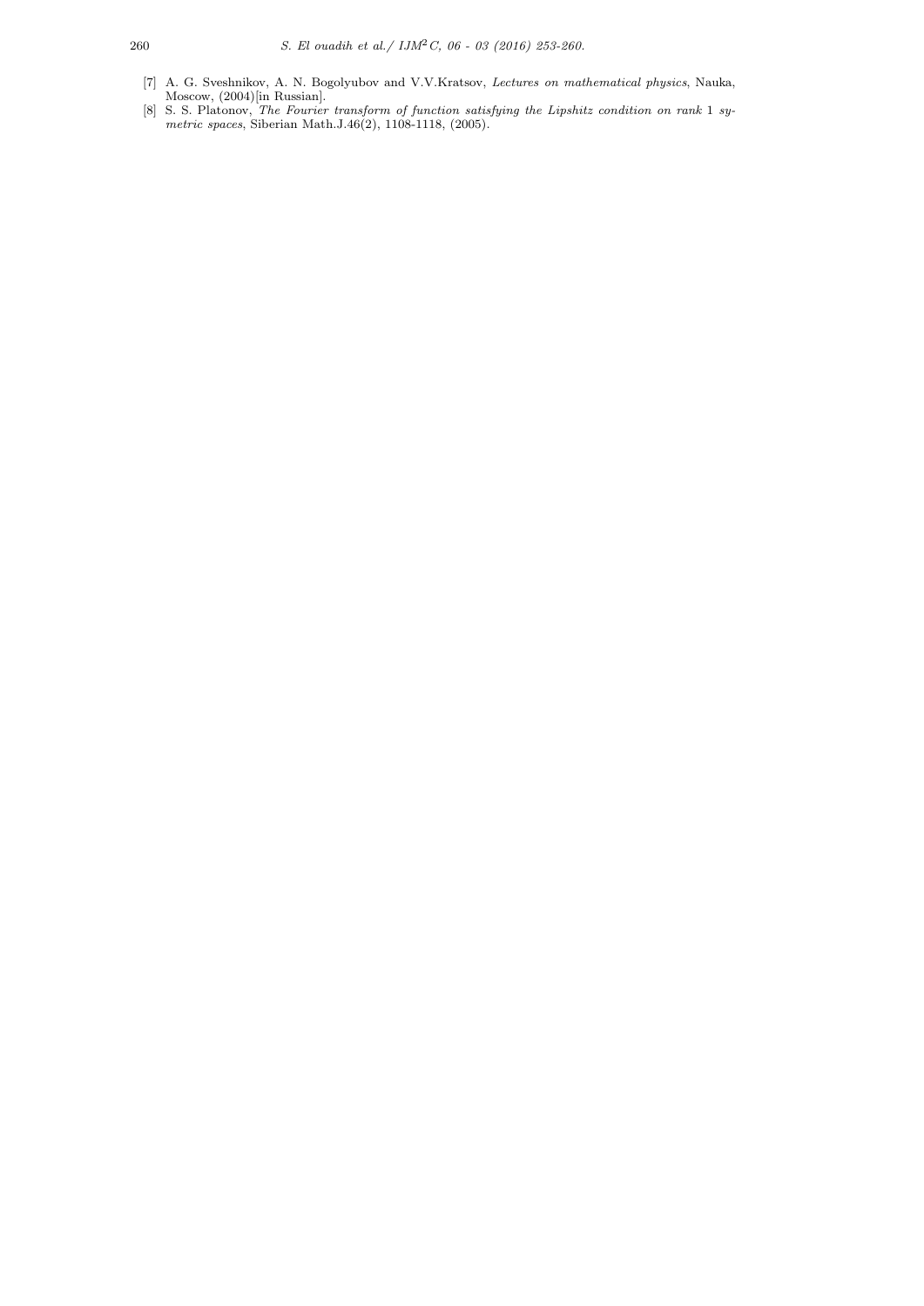[7] A. G. Sveshnikov, A. N. Bogolyubov and V.V.Kratsov, *Lectures on mathematical physics*, Nauka, Moscow, (2004)[in Russian].

[8] S. S. Platonov, *The Fourier transform of function satisfying the Lipshitz condition on rank* 1 *symetric spaces*, Siberian Math.J.46(2), 1108-1118, (2005).